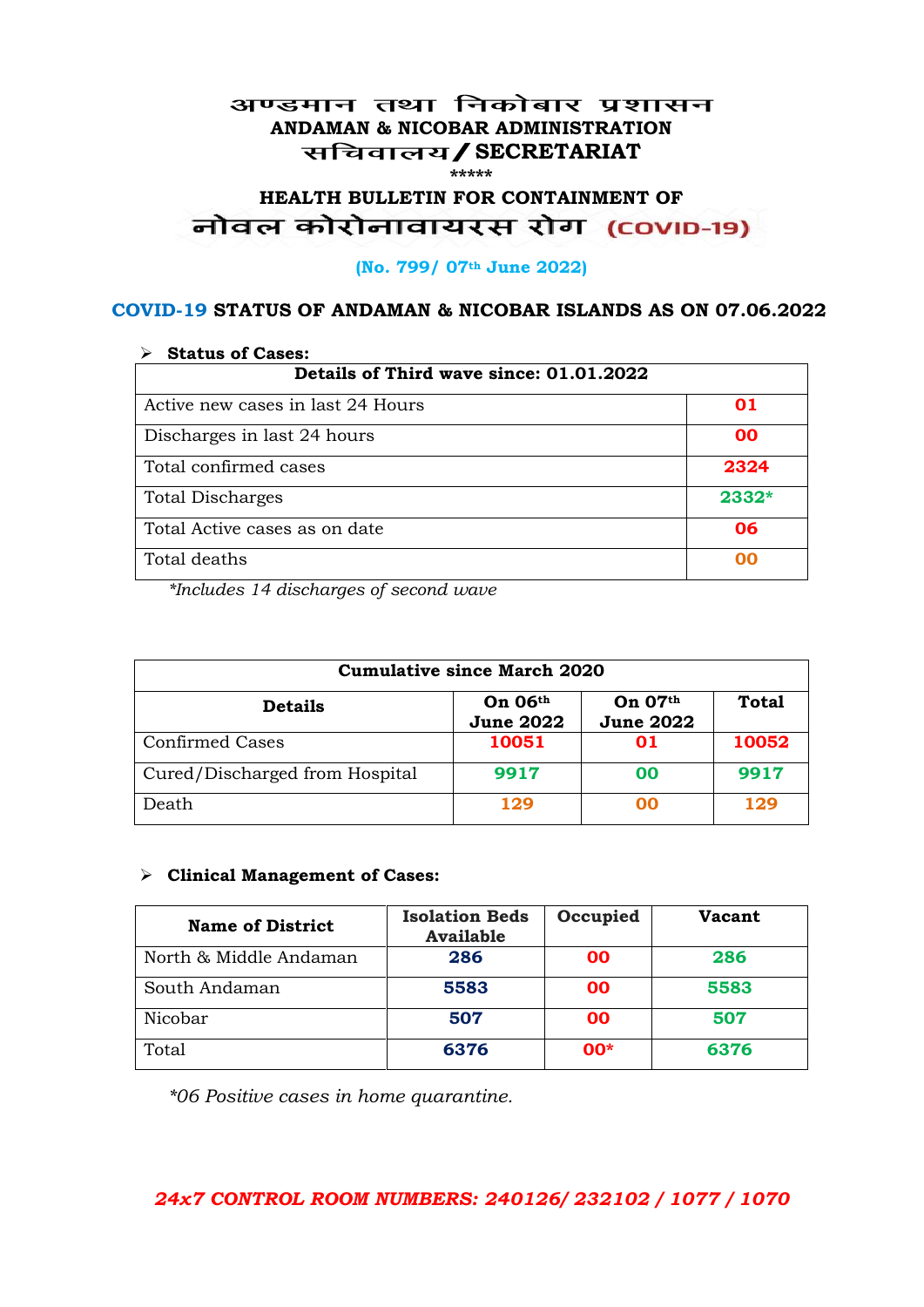# अण्डमान तथा निकोबार प्रशासन
## ANDAMAN & NICOBAR ADMINISTRATION
## सचिवालय / SECRETARIAT

\*\*\*\*\*

## HEALTH BULLETIN FOR CONTAINMENT OF
## नोवल कोरोनावायरस रोग (COVID-19)

**(No. 799/ 07th June 2022)**

### COVID-19 STATUS OF ANDAMAN & NICOBAR ISLANDS AS ON 07.06.2022

- **Status of Cases:**

| Details of Third wave since: 01.01.2022 | |
|---|---|
| Active new cases in last 24 Hours | **01** |
| Discharges in last 24 hours | **00** |
| Total confirmed cases | **2324** |
| Total Discharges | **2332*** |
| Total Active cases as on date | **06** |
| Total deaths | **00** |

*\*Includes 14 discharges of second wave*

| Cumulative since March 2020 | | | |
|---|---|---|---|
| **Details** | **On 06th June 2022** | **On 07th June 2022** | **Total** |
| Confirmed Cases | **10051** | **01** | **10052** |
| Cured/Discharged from Hospital | **9917** | **00** | **9917** |
| Death | **129** | **00** | **129** |

- **Clinical Management of Cases:**

| Name of District | Isolation Beds Available | Occupied | Vacant |
|---|---|---|---|
| North & Middle Andaman | **286** | **00** | **286** |
| South Andaman | **5583** | **00** | **5583** |
| Nicobar | **507** | **00** | **507** |
| Total | **6376** | **00*** | **6376** |

*\*06 Positive cases in home quarantine.*

***24x7 CONTROL ROOM NUMBERS: 240126/ 232102 / 1077 / 1070***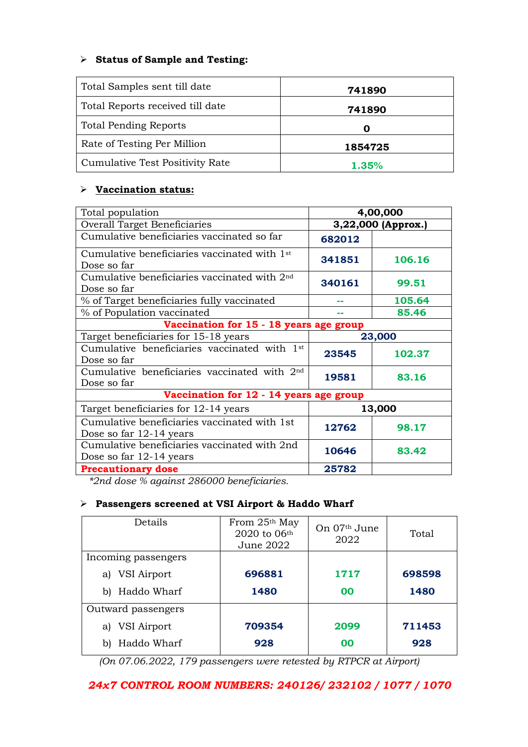- **Status of Sample and Testing:**

| | |
|---|---|
| Total Samples sent till date | **741890** |
| Total Reports received till date | **741890** |
| Total Pending Reports | **0** |
| Rate of Testing Per Million | **1854725** |
| Cumulative Test Positivity Rate | **1.35%** |

- **Vaccination status:**

| | | |
|---|---|---|
| Total population | **4,00,000** | |
| Overall Target Beneficiaries | **3,22,000 (Approx.)** | |
| Cumulative beneficiaries vaccinated so far | **682012** | |
| Cumulative beneficiaries vaccinated with 1st Dose so far | **341851** | **106.16** |
| Cumulative beneficiaries vaccinated with 2nd Dose so far | **340161** | **99.51** |
| % of Target beneficiaries fully vaccinated | -- | **105.64** |
| % of Population vaccinated | -- | **85.46** |
| **Vaccination for 15 - 18 years age group** | | |
| Target beneficiaries for 15-18 years | **23,000** | |
| Cumulative beneficiaries vaccinated with 1st Dose so far | **23545** | **102.37** |
| Cumulative beneficiaries vaccinated with 2nd Dose so far | **19581** | **83.16** |
| **Vaccination for 12 - 14 years age group** | | |
| Target beneficiaries for 12-14 years | **13,000** | |
| Cumulative beneficiaries vaccinated with 1st Dose so far 12-14 years | **12762** | **98.17** |
| Cumulative beneficiaries vaccinated with 2nd Dose so far 12-14 years | **10646** | **83.42** |
| **Precautionary dose** | **25782** | |

*\*2nd dose % against 286000 beneficiaries.*

- **Passengers screened at VSI Airport & Haddo Wharf**

| Details | From 25th May 2020 to 06th June 2022 | On 07th June 2022 | Total |
|---|---|---|---|
| Incoming passengers | | | |
| a) VSI Airport | **696881** | **1717** | **698598** |
| b) Haddo Wharf | **1480** | **00** | **1480** |
| Outward passengers | | | |
| a) VSI Airport | **709354** | **2099** | **711453** |
| b) Haddo Wharf | **928** | **00** | **928** |

*(On 07.06.2022, 179 passengers were retested by RTPCR at Airport)*

***24x7 CONTROL ROOM NUMBERS: 240126/ 232102 / 1077 / 1070***